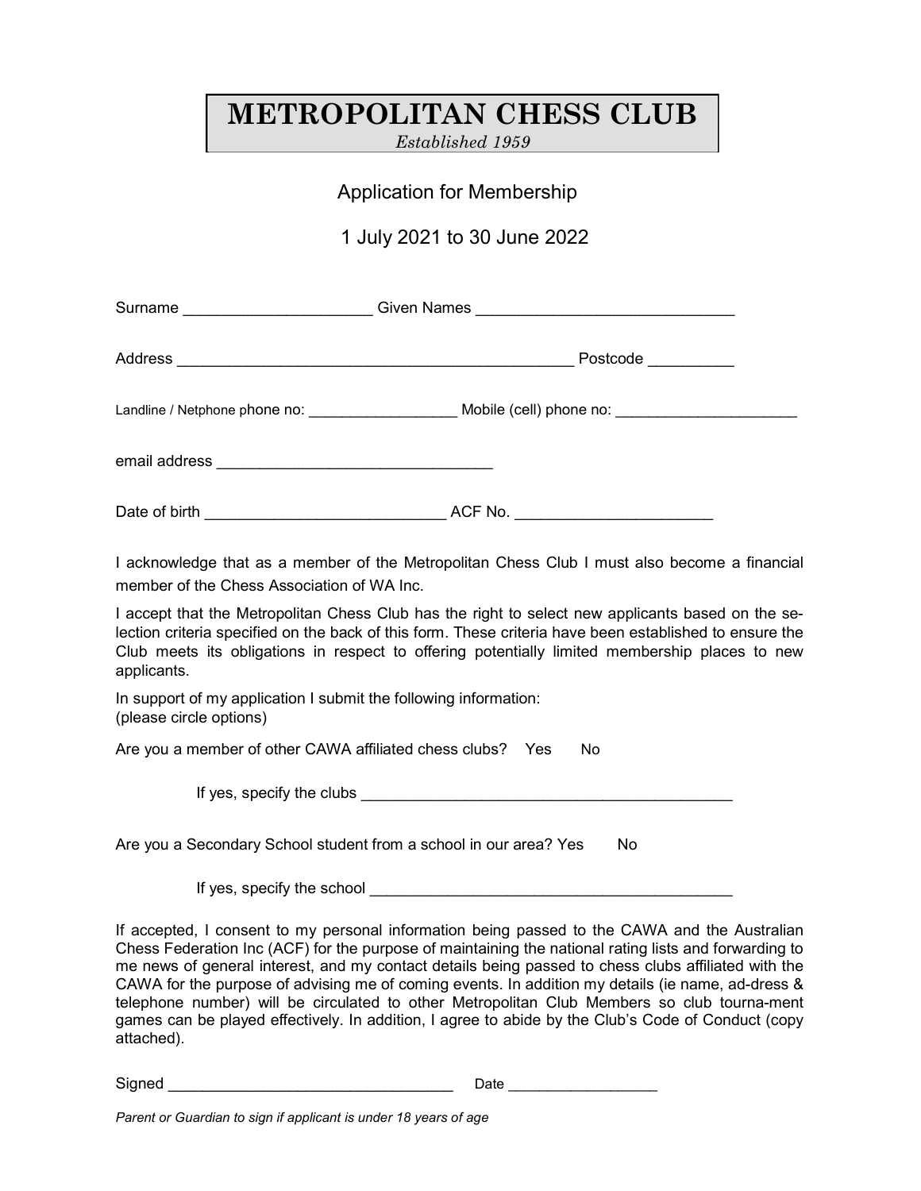# METROPOLITAN CHESS CLUB

*Established 1959*

## Application for Membership

## 1 July 2021 to 30 June 2022

Surname ______________________ Given Names ______________________________

Address _______________________________________________ Postcode __________

Landline / Netphone phone no: __________________ Mobile (cell) phone no: ______________________

email address ________________________________

Date of birth ____________________________ ACF No. ______________________

I acknowledge that as a member of the Metropolitan Chess Club I must also become a financial member of the Chess Association of WA Inc.

I accept that the Metropolitan Chess Club has the right to select new applicants based on the se-lection criteria specified on the back of this form. These criteria have been established to ensure the Club meets its obligations in respect to offering potentially limited membership places to new applicants.

In support of my application I submit the following information:
(please circle options)

Are you a member of other CAWA affiliated chess clubs? Yes No

If yes, specify the clubs ____________________________________________

Are you a Secondary School student from a school in our area? Yes No

If yes, specify the school ___________________________________________

If accepted, I consent to my personal information being passed to the CAWA and the Australian Chess Federation Inc (ACF) for the purpose of maintaining the national rating lists and forwarding to me news of general interest, and my contact details being passed to chess clubs affiliated with the CAWA for the purpose of advising me of coming events. In addition my details (ie name, ad-dress & telephone number) will be circulated to other Metropolitan Club Members so club tourna-ment games can be played effectively. In addition, I agree to abide by the Club's Code of Conduct (copy attached).

Signed __________________________________ Date __________________

*Parent or Guardian to sign if applicant is under 18 years of age*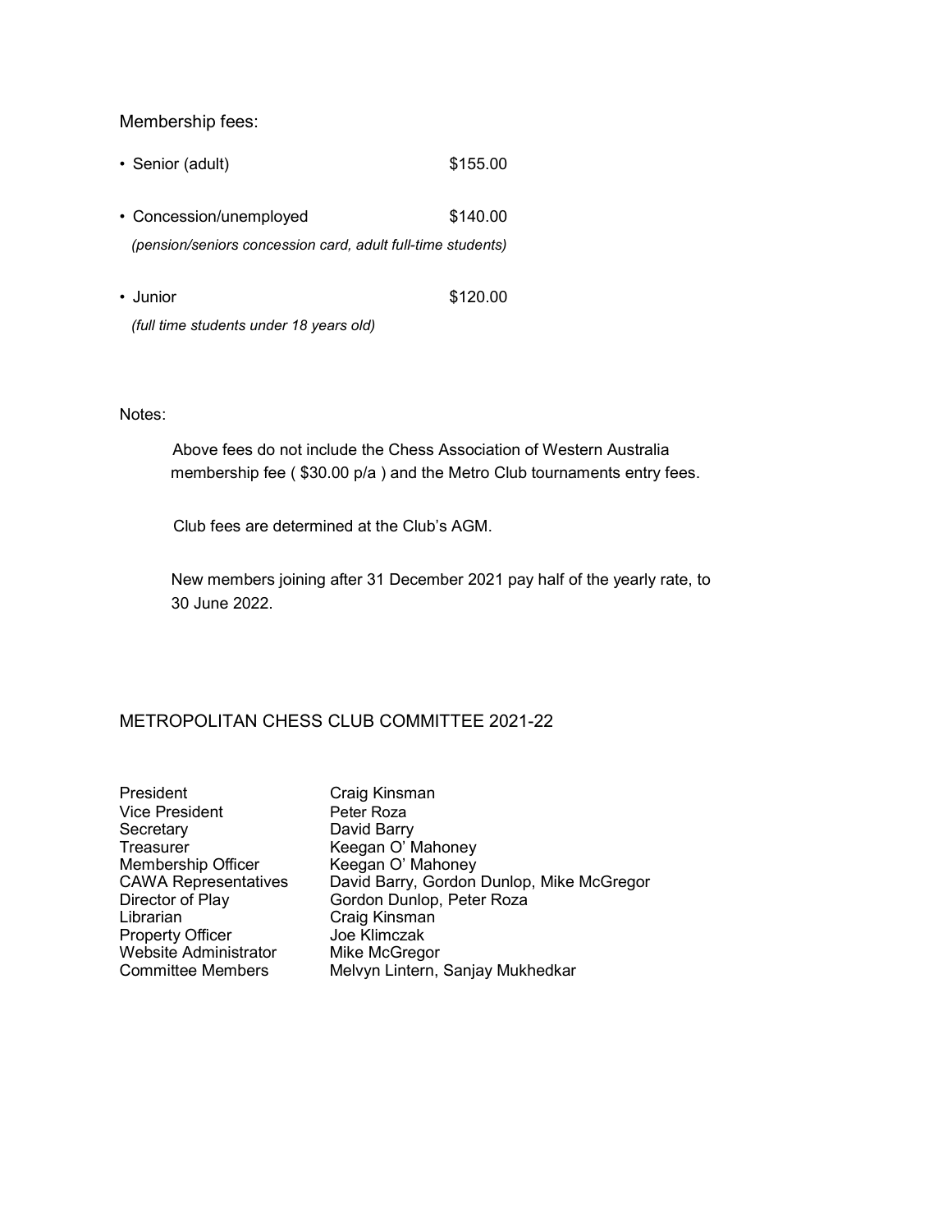Membership fees:

- Senior (adult) $155.00
- Concession/unemployed $140.00
  *(pension/seniors concession card, adult full-time students)*
- Junior $120.00
  *(full time students under 18 years old)*

Notes:

Above fees do not include the Chess Association of Western Australia membership fee ( $30.00 p/a ) and the Metro Club tournaments entry fees.

Club fees are determined at the Club's AGM.

New members joining after 31 December 2021 pay half of the yearly rate, to 30 June 2022.

## METROPOLITAN CHESS CLUB COMMITTEE 2021-22

| | |
|---|---|
| President | Craig Kinsman |
| Vice President | Peter Roza |
| Secretary | David Barry |
| Treasurer | Keegan O' Mahoney |
| Membership Officer | Keegan O' Mahoney |
| CAWA Representatives | David Barry, Gordon Dunlop, Mike McGregor |
| Director of Play | Gordon Dunlop, Peter Roza |
| Librarian | Craig Kinsman |
| Property Officer | Joe Klimczak |
| Website Administrator | Mike McGregor |
| Committee Members | Melvyn Lintern, Sanjay Mukhedkar |